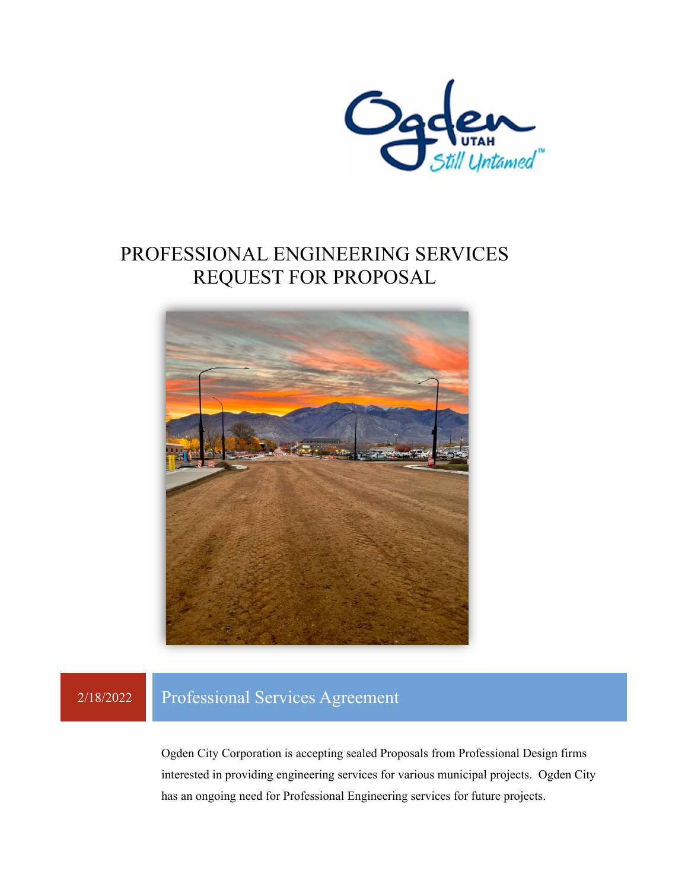# PROFESSIONAL ENGINEERING SERVICES
# REQUEST FOR PROPOSAL

2/18/2022

## Professional Services Agreement

Ogden City Corporation is accepting sealed Proposals from Professional Design firms interested in providing engineering services for various municipal projects. Ogden City has an ongoing need for Professional Engineering services for future projects.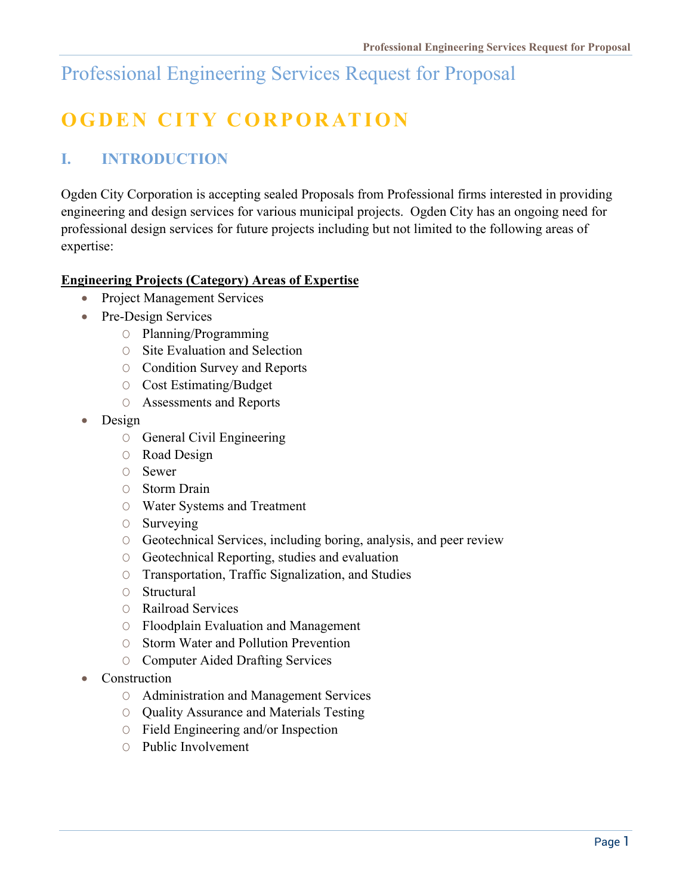# Professional Engineering Services Request for Proposal

# OGDEN CITY CORPORATION

## I. INTRODUCTION

Ogden City Corporation is accepting sealed Proposals from Professional firms interested in providing engineering and design services for various municipal projects. Ogden City has an ongoing need for professional design services for future projects including but not limited to the following areas of expertise:

**Engineering Projects (Category) Areas of Expertise**

- Project Management Services
- Pre-Design Services
  - Planning/Programming
  - Site Evaluation and Selection
  - Condition Survey and Reports
  - Cost Estimating/Budget
  - Assessments and Reports
- Design
  - General Civil Engineering
  - Road Design
  - Sewer
  - Storm Drain
  - Water Systems and Treatment
  - Surveying
  - Geotechnical Services, including boring, analysis, and peer review
  - Geotechnical Reporting, studies and evaluation
  - Transportation, Traffic Signalization, and Studies
  - Structural
  - Railroad Services
  - Floodplain Evaluation and Management
  - Storm Water and Pollution Prevention
  - Computer Aided Drafting Services
- Construction
  - Administration and Management Services
  - Quality Assurance and Materials Testing
  - Field Engineering and/or Inspection
  - Public Involvement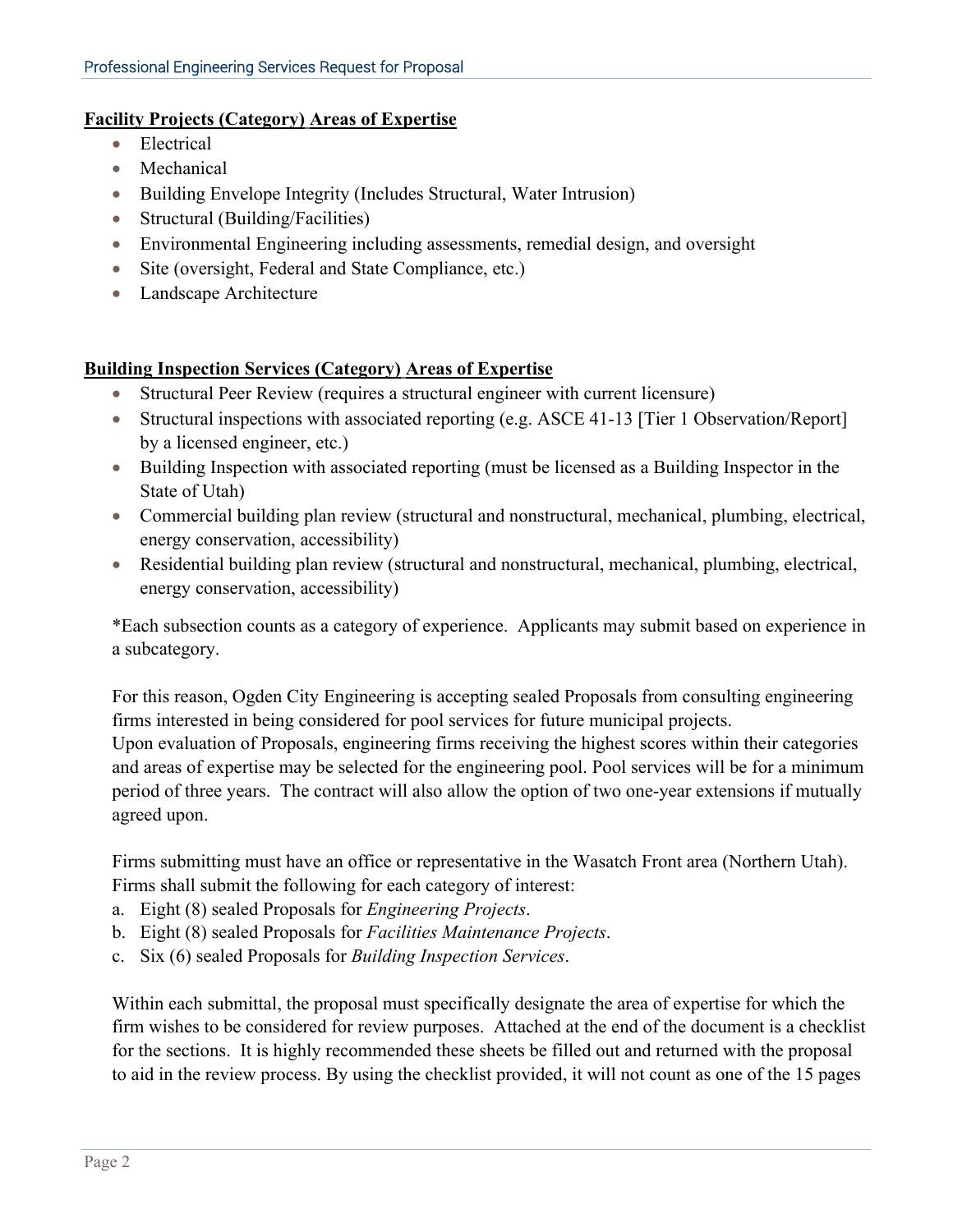**Facility Projects (Category) Areas of Expertise**

- Electrical
- Mechanical
- Building Envelope Integrity (Includes Structural, Water Intrusion)
- Structural (Building/Facilities)
- Environmental Engineering including assessments, remedial design, and oversight
- Site (oversight, Federal and State Compliance, etc.)
- Landscape Architecture

**Building Inspection Services (Category) Areas of Expertise**

- Structural Peer Review (requires a structural engineer with current licensure)
- Structural inspections with associated reporting (e.g. ASCE 41-13 [Tier 1 Observation/Report] by a licensed engineer, etc.)
- Building Inspection with associated reporting (must be licensed as a Building Inspector in the State of Utah)
- Commercial building plan review (structural and nonstructural, mechanical, plumbing, electrical, energy conservation, accessibility)
- Residential building plan review (structural and nonstructural, mechanical, plumbing, electrical, energy conservation, accessibility)

*Each subsection counts as a category of experience. Applicants may submit based on experience in a subcategory.

For this reason, Ogden City Engineering is accepting sealed Proposals from consulting engineering firms interested in being considered for pool services for future municipal projects.
Upon evaluation of Proposals, engineering firms receiving the highest scores within their categories and areas of expertise may be selected for the engineering pool. Pool services will be for a minimum period of three years. The contract will also allow the option of two one-year extensions if mutually agreed upon.

Firms submitting must have an office or representative in the Wasatch Front area (Northern Utah). Firms shall submit the following for each category of interest:

a. Eight (8) sealed Proposals for *Engineering Projects*.
b. Eight (8) sealed Proposals for *Facilities Maintenance Projects*.
c. Six (6) sealed Proposals for *Building Inspection Services*.

Within each submittal, the proposal must specifically designate the area of expertise for which the firm wishes to be considered for review purposes. Attached at the end of the document is a checklist for the sections. It is highly recommended these sheets be filled out and returned with the proposal to aid in the review process. By using the checklist provided, it will not count as one of the 15 pages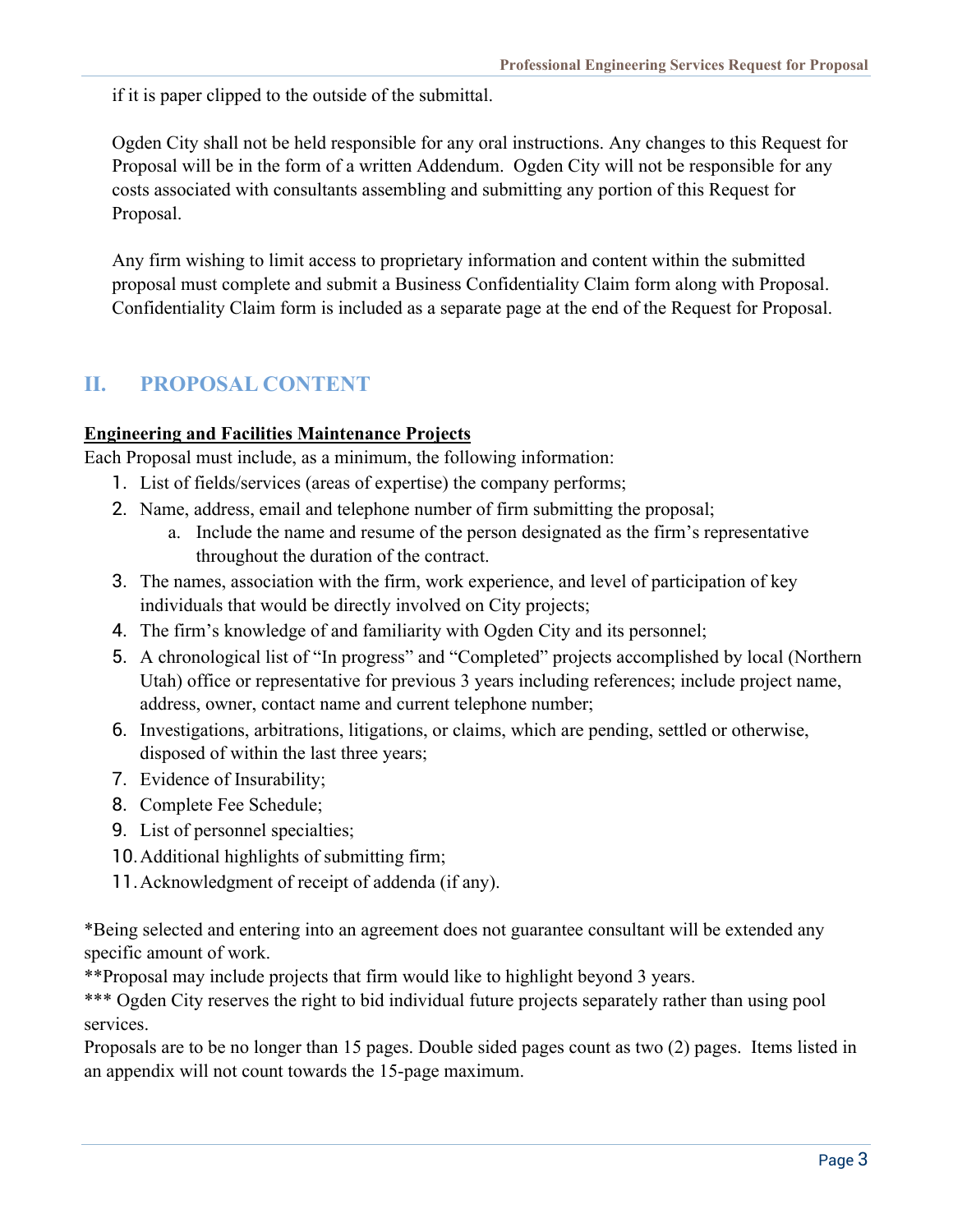if it is paper clipped to the outside of the submittal.

Ogden City shall not be held responsible for any oral instructions. Any changes to this Request for Proposal will be in the form of a written Addendum. Ogden City will not be responsible for any costs associated with consultants assembling and submitting any portion of this Request for Proposal.

Any firm wishing to limit access to proprietary information and content within the submitted proposal must complete and submit a Business Confidentiality Claim form along with Proposal. Confidentiality Claim form is included as a separate page at the end of the Request for Proposal.

## II. PROPOSAL CONTENT

**Engineering and Facilities Maintenance Projects**

Each Proposal must include, as a minimum, the following information:

1. List of fields/services (areas of expertise) the company performs;
2. Name, address, email and telephone number of firm submitting the proposal;
   a. Include the name and resume of the person designated as the firm's representative throughout the duration of the contract.
3. The names, association with the firm, work experience, and level of participation of key individuals that would be directly involved on City projects;
4. The firm's knowledge of and familiarity with Ogden City and its personnel;
5. A chronological list of "In progress" and "Completed" projects accomplished by local (Northern Utah) office or representative for previous 3 years including references; include project name, address, owner, contact name and current telephone number;
6. Investigations, arbitrations, litigations, or claims, which are pending, settled or otherwise, disposed of within the last three years;
7. Evidence of Insurability;
8. Complete Fee Schedule;
9. List of personnel specialties;
10. Additional highlights of submitting firm;
11. Acknowledgment of receipt of addenda (if any).

*Being selected and entering into an agreement does not guarantee consultant will be extended any specific amount of work.

**Proposal may include projects that firm would like to highlight beyond 3 years.

*** Ogden City reserves the right to bid individual future projects separately rather than using pool services.

Proposals are to be no longer than 15 pages. Double sided pages count as two (2) pages. Items listed in an appendix will not count towards the 15-page maximum.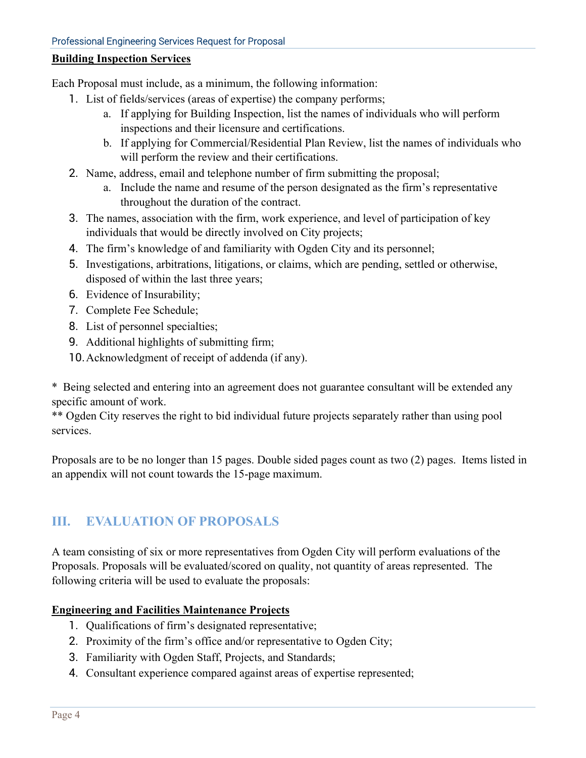**Building Inspection Services**

Each Proposal must include, as a minimum, the following information:

1. List of fields/services (areas of expertise) the company performs;
   a. If applying for Building Inspection, list the names of individuals who will perform inspections and their licensure and certifications.
   b. If applying for Commercial/Residential Plan Review, list the names of individuals who will perform the review and their certifications.
2. Name, address, email and telephone number of firm submitting the proposal;
   a. Include the name and resume of the person designated as the firm's representative throughout the duration of the contract.
3. The names, association with the firm, work experience, and level of participation of key individuals that would be directly involved on City projects;
4. The firm's knowledge of and familiarity with Ogden City and its personnel;
5. Investigations, arbitrations, litigations, or claims, which are pending, settled or otherwise, disposed of within the last three years;
6. Evidence of Insurability;
7. Complete Fee Schedule;
8. List of personnel specialties;
9. Additional highlights of submitting firm;
10. Acknowledgment of receipt of addenda (if any).

\* Being selected and entering into an agreement does not guarantee consultant will be extended any specific amount of work.
\*\* Ogden City reserves the right to bid individual future projects separately rather than using pool services.

Proposals are to be no longer than 15 pages. Double sided pages count as two (2) pages. Items listed in an appendix will not count towards the 15-page maximum.

## III. EVALUATION OF PROPOSALS

A team consisting of six or more representatives from Ogden City will perform evaluations of the Proposals. Proposals will be evaluated/scored on quality, not quantity of areas represented. The following criteria will be used to evaluate the proposals:

**Engineering and Facilities Maintenance Projects**

1. Qualifications of firm's designated representative;
2. Proximity of the firm's office and/or representative to Ogden City;
3. Familiarity with Ogden Staff, Projects, and Standards;
4. Consultant experience compared against areas of expertise represented;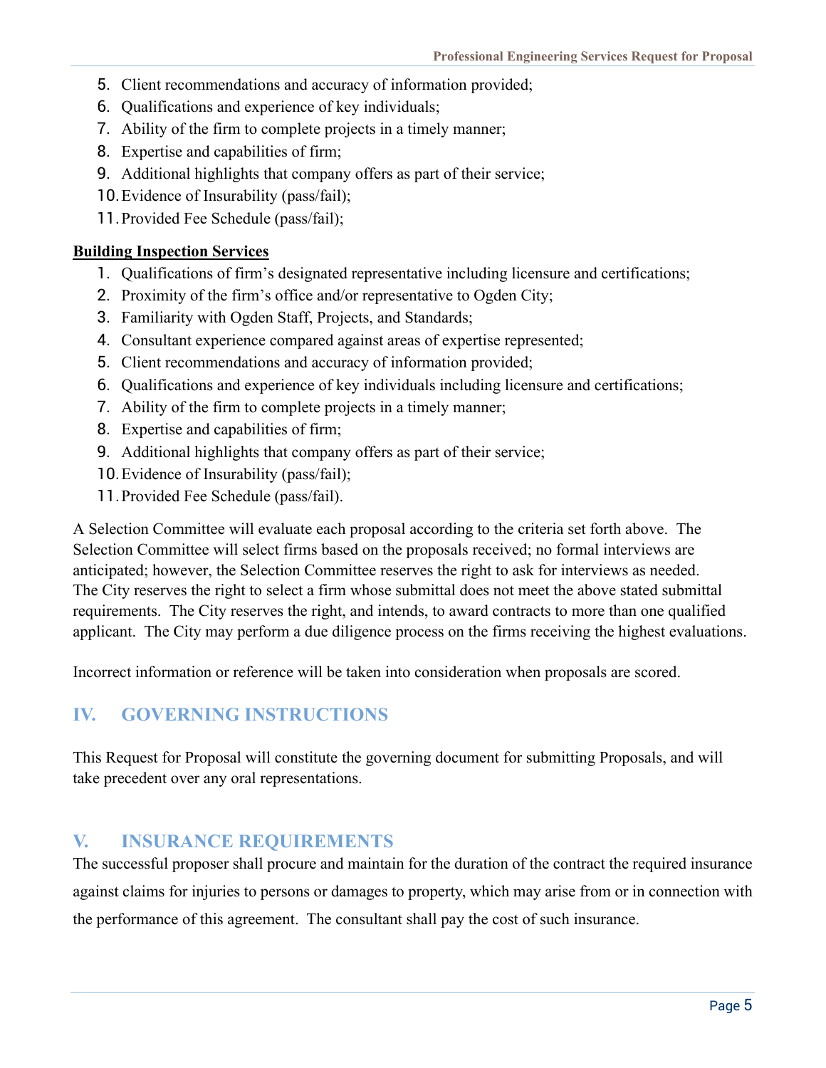5. Client recommendations and accuracy of information provided;
6. Qualifications and experience of key individuals;
7. Ability of the firm to complete projects in a timely manner;
8. Expertise and capabilities of firm;
9. Additional highlights that company offers as part of their service;
10. Evidence of Insurability (pass/fail);
11. Provided Fee Schedule (pass/fail);

**Building Inspection Services**

1. Qualifications of firm's designated representative including licensure and certifications;
2. Proximity of the firm's office and/or representative to Ogden City;
3. Familiarity with Ogden Staff, Projects, and Standards;
4. Consultant experience compared against areas of expertise represented;
5. Client recommendations and accuracy of information provided;
6. Qualifications and experience of key individuals including licensure and certifications;
7. Ability of the firm to complete projects in a timely manner;
8. Expertise and capabilities of firm;
9. Additional highlights that company offers as part of their service;
10. Evidence of Insurability (pass/fail);
11. Provided Fee Schedule (pass/fail).

A Selection Committee will evaluate each proposal according to the criteria set forth above. The Selection Committee will select firms based on the proposals received; no formal interviews are anticipated; however, the Selection Committee reserves the right to ask for interviews as needed. The City reserves the right to select a firm whose submittal does not meet the above stated submittal requirements. The City reserves the right, and intends, to award contracts to more than one qualified applicant. The City may perform a due diligence process on the firms receiving the highest evaluations.

Incorrect information or reference will be taken into consideration when proposals are scored.

## IV. GOVERNING INSTRUCTIONS

This Request for Proposal will constitute the governing document for submitting Proposals, and will take precedent over any oral representations.

## V. INSURANCE REQUIREMENTS

The successful proposer shall procure and maintain for the duration of the contract the required insurance against claims for injuries to persons or damages to property, which may arise from or in connection with the performance of this agreement. The consultant shall pay the cost of such insurance.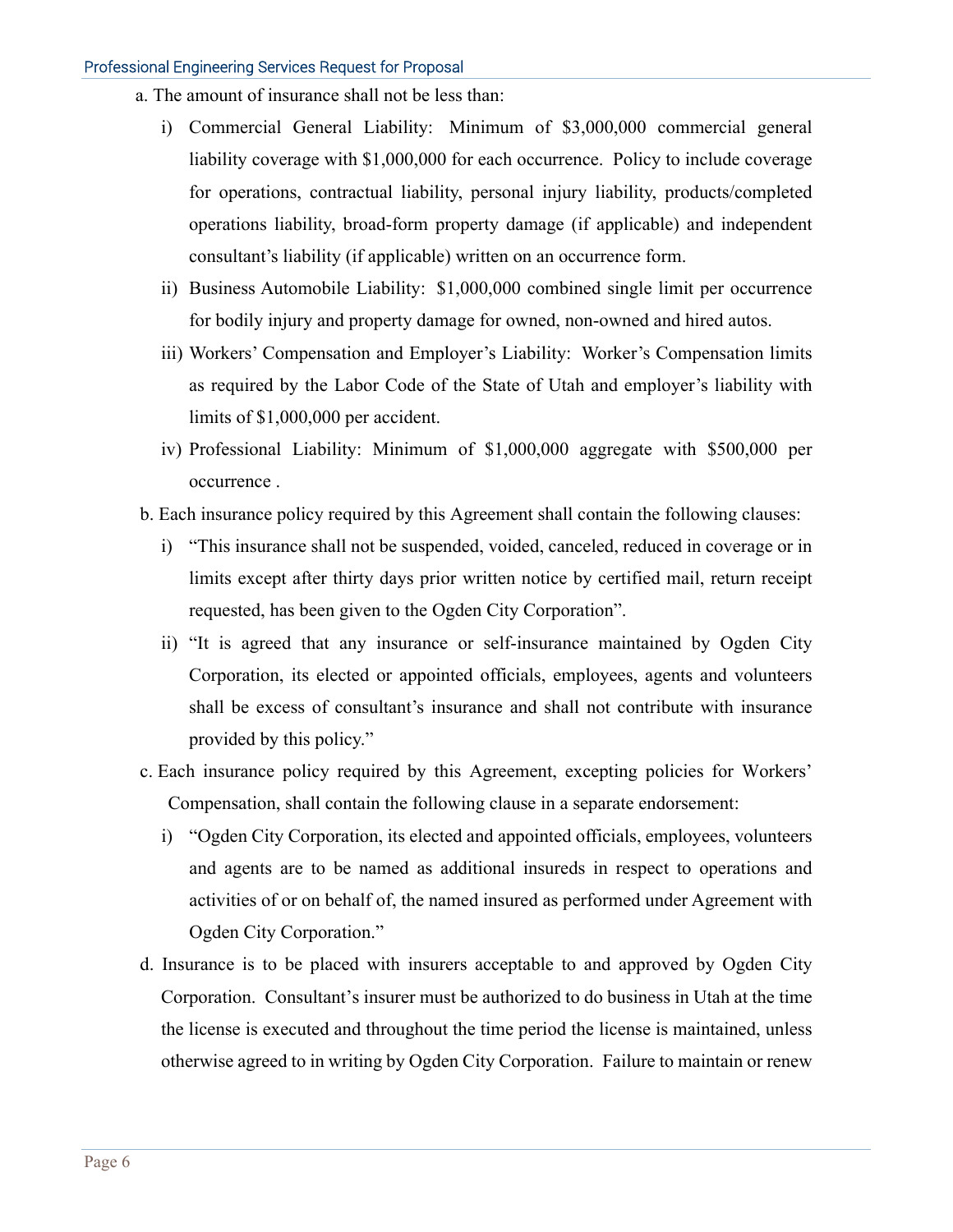a. The amount of insurance shall not be less than:

   i) Commercial General Liability: Minimum of $3,000,000 commercial general liability coverage with $1,000,000 for each occurrence. Policy to include coverage for operations, contractual liability, personal injury liability, products/completed operations liability, broad-form property damage (if applicable) and independent consultant's liability (if applicable) written on an occurrence form.

   ii) Business Automobile Liability: $1,000,000 combined single limit per occurrence for bodily injury and property damage for owned, non-owned and hired autos.

   iii) Workers' Compensation and Employer's Liability: Worker's Compensation limits as required by the Labor Code of the State of Utah and employer's liability with limits of $1,000,000 per accident.

   iv) Professional Liability: Minimum of $1,000,000 aggregate with $500,000 per occurrence .

b. Each insurance policy required by this Agreement shall contain the following clauses:

   i) "This insurance shall not be suspended, voided, canceled, reduced in coverage or in limits except after thirty days prior written notice by certified mail, return receipt requested, has been given to the Ogden City Corporation".

   ii) "It is agreed that any insurance or self-insurance maintained by Ogden City Corporation, its elected or appointed officials, employees, agents and volunteers shall be excess of consultant's insurance and shall not contribute with insurance provided by this policy."

c. Each insurance policy required by this Agreement, excepting policies for Workers' Compensation, shall contain the following clause in a separate endorsement:

   i) "Ogden City Corporation, its elected and appointed officials, employees, volunteers and agents are to be named as additional insureds in respect to operations and activities of or on behalf of, the named insured as performed under Agreement with Ogden City Corporation."

d. Insurance is to be placed with insurers acceptable to and approved by Ogden City Corporation. Consultant's insurer must be authorized to do business in Utah at the time the license is executed and throughout the time period the license is maintained, unless otherwise agreed to in writing by Ogden City Corporation. Failure to maintain or renew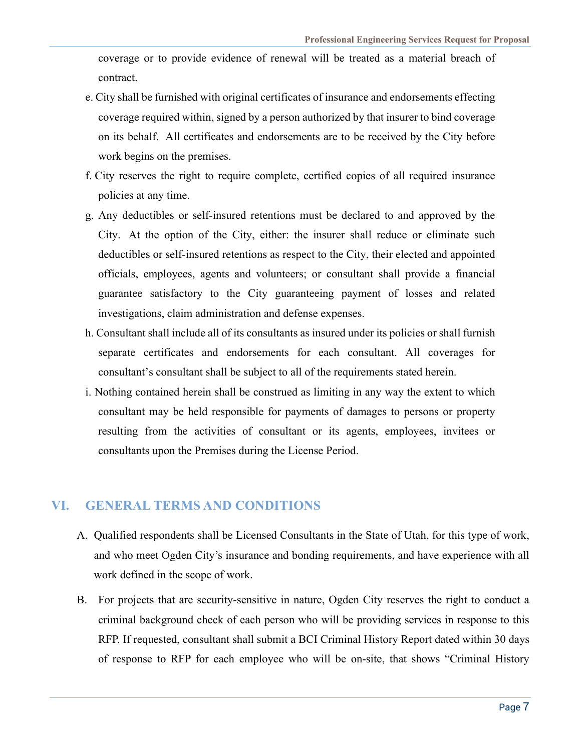coverage or to provide evidence of renewal will be treated as a material breach of contract.

e. City shall be furnished with original certificates of insurance and endorsements effecting coverage required within, signed by a person authorized by that insurer to bind coverage on its behalf. All certificates and endorsements are to be received by the City before work begins on the premises.

f. City reserves the right to require complete, certified copies of all required insurance policies at any time.

g. Any deductibles or self-insured retentions must be declared to and approved by the City. At the option of the City, either: the insurer shall reduce or eliminate such deductibles or self-insured retentions as respect to the City, their elected and appointed officials, employees, agents and volunteers; or consultant shall provide a financial guarantee satisfactory to the City guaranteeing payment of losses and related investigations, claim administration and defense expenses.

h. Consultant shall include all of its consultants as insured under its policies or shall furnish separate certificates and endorsements for each consultant. All coverages for consultant's consultant shall be subject to all of the requirements stated herein.

i. Nothing contained herein shall be construed as limiting in any way the extent to which consultant may be held responsible for payments of damages to persons or property resulting from the activities of consultant or its agents, employees, invitees or consultants upon the Premises during the License Period.

## VI. GENERAL TERMS AND CONDITIONS

A. Qualified respondents shall be Licensed Consultants in the State of Utah, for this type of work, and who meet Ogden City's insurance and bonding requirements, and have experience with all work defined in the scope of work.

B. For projects that are security-sensitive in nature, Ogden City reserves the right to conduct a criminal background check of each person who will be providing services in response to this RFP. If requested, consultant shall submit a BCI Criminal History Report dated within 30 days of response to RFP for each employee who will be on-site, that shows "Criminal History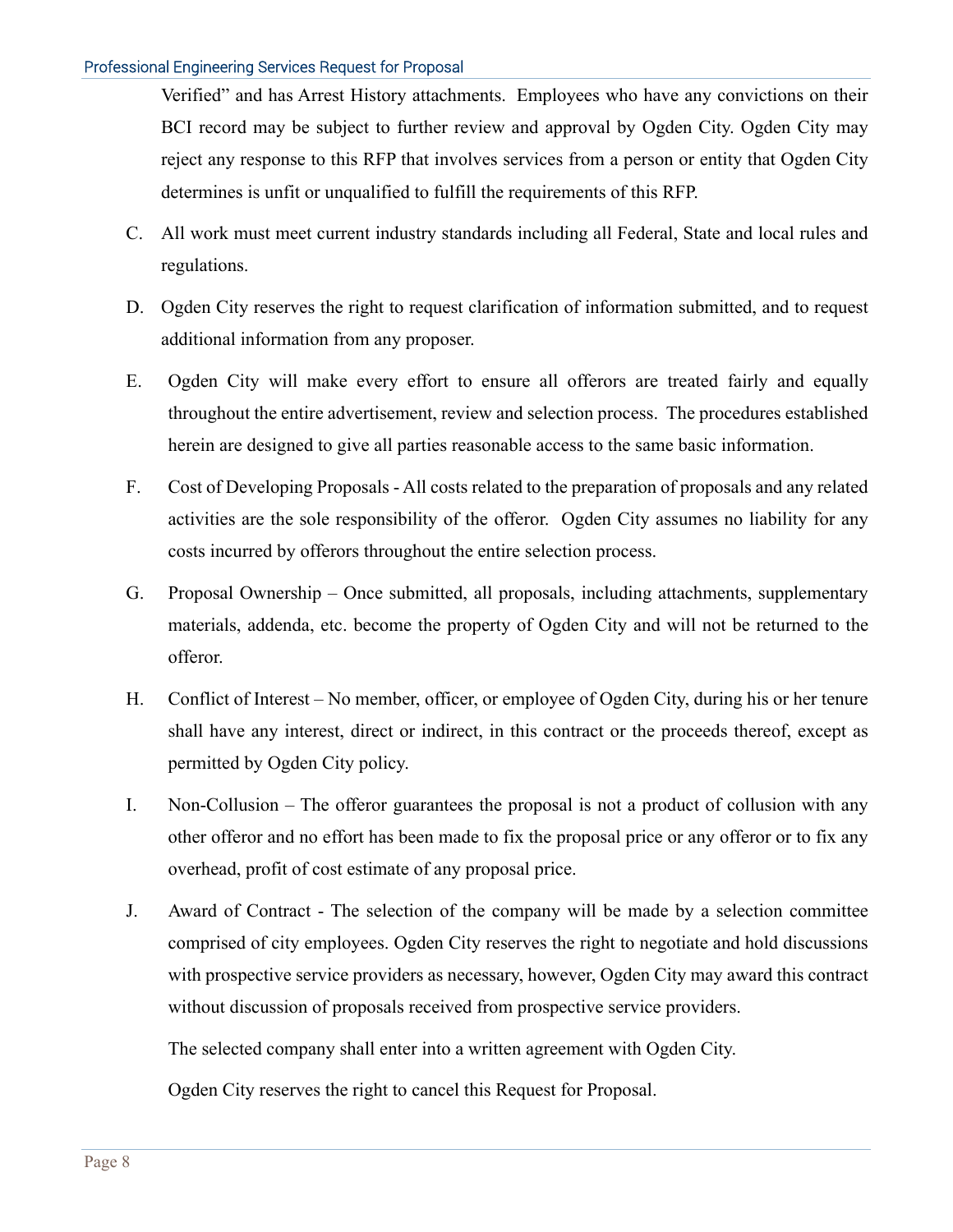Verified" and has Arrest History attachments. Employees who have any convictions on their BCI record may be subject to further review and approval by Ogden City. Ogden City may reject any response to this RFP that involves services from a person or entity that Ogden City determines is unfit or unqualified to fulfill the requirements of this RFP.

C. All work must meet current industry standards including all Federal, State and local rules and regulations.

D. Ogden City reserves the right to request clarification of information submitted, and to request additional information from any proposer.

E. Ogden City will make every effort to ensure all offerors are treated fairly and equally throughout the entire advertisement, review and selection process. The procedures established herein are designed to give all parties reasonable access to the same basic information.

F. Cost of Developing Proposals - All costs related to the preparation of proposals and any related activities are the sole responsibility of the offeror. Ogden City assumes no liability for any costs incurred by offerors throughout the entire selection process.

G. Proposal Ownership – Once submitted, all proposals, including attachments, supplementary materials, addenda, etc. become the property of Ogden City and will not be returned to the offeror.

H. Conflict of Interest – No member, officer, or employee of Ogden City, during his or her tenure shall have any interest, direct or indirect, in this contract or the proceeds thereof, except as permitted by Ogden City policy.

I. Non-Collusion – The offeror guarantees the proposal is not a product of collusion with any other offeror and no effort has been made to fix the proposal price or any offeror or to fix any overhead, profit of cost estimate of any proposal price.

J. Award of Contract - The selection of the company will be made by a selection committee comprised of city employees. Ogden City reserves the right to negotiate and hold discussions with prospective service providers as necessary, however, Ogden City may award this contract without discussion of proposals received from prospective service providers.

   The selected company shall enter into a written agreement with Ogden City.

   Ogden City reserves the right to cancel this Request for Proposal.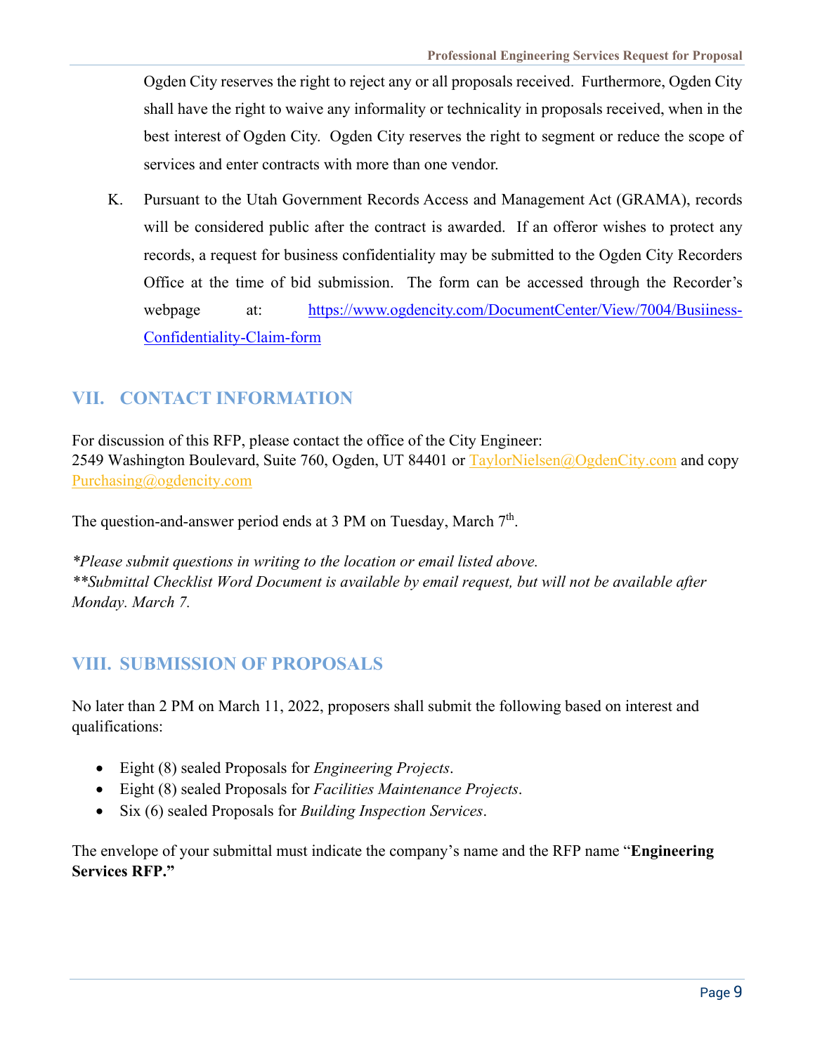Ogden City reserves the right to reject any or all proposals received. Furthermore, Ogden City shall have the right to waive any informality or technicality in proposals received, when in the best interest of Ogden City. Ogden City reserves the right to segment or reduce the scope of services and enter contracts with more than one vendor.

K. Pursuant to the Utah Government Records Access and Management Act (GRAMA), records will be considered public after the contract is awarded. If an offeror wishes to protect any records, a request for business confidentiality may be submitted to the Ogden City Recorders Office at the time of bid submission. The form can be accessed through the Recorder's webpage at: [https://www.ogdencity.com/DocumentCenter/View/7004/Busiiness-Confidentiality-Claim-form](https://www.ogdencity.com/DocumentCenter/View/7004/Busiiness-Confidentiality-Claim-form)

## VII. CONTACT INFORMATION

For discussion of this RFP, please contact the office of the City Engineer:
2549 Washington Boulevard, Suite 760, Ogden, UT 84401 or TaylorNielsen@OgdenCity.com and copy Purchasing@ogdencity.com

The question-and-answer period ends at 3 PM on Tuesday, March 7th.

*\*Please submit questions in writing to the location or email listed above.*
*\*\*Submittal Checklist Word Document is available by email request, but will not be available after Monday. March 7.*

## VIII. SUBMISSION OF PROPOSALS

No later than 2 PM on March 11, 2022, proposers shall submit the following based on interest and qualifications:

- Eight (8) sealed Proposals for *Engineering Projects*.
- Eight (8) sealed Proposals for *Facilities Maintenance Projects*.
- Six (6) sealed Proposals for *Building Inspection Services*.

The envelope of your submittal must indicate the company's name and the RFP name "**Engineering Services RFP.**"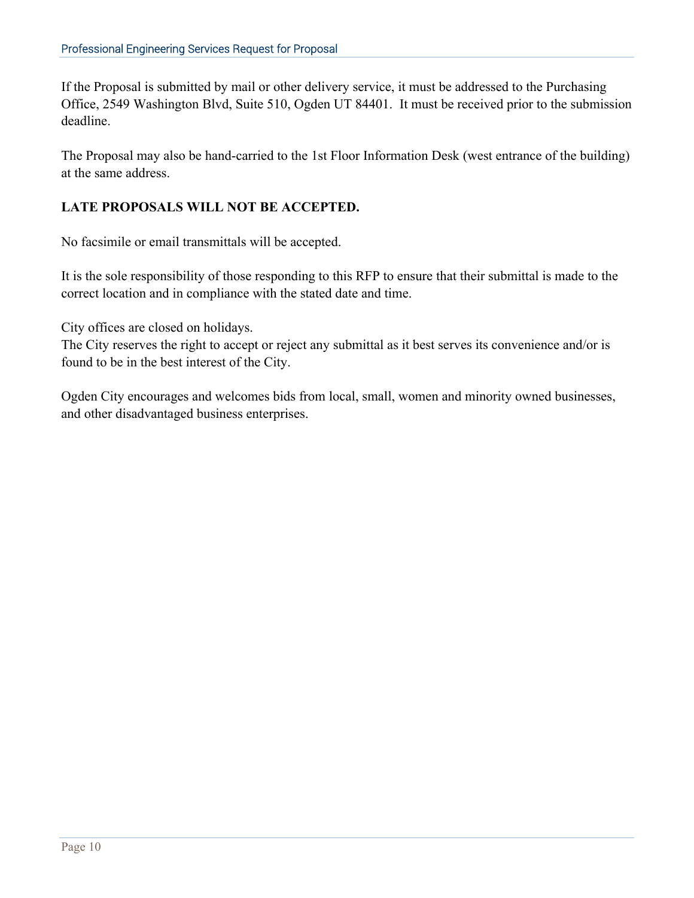If the Proposal is submitted by mail or other delivery service, it must be addressed to the Purchasing Office, 2549 Washington Blvd, Suite 510, Ogden UT 84401. It must be received prior to the submission deadline.

The Proposal may also be hand-carried to the 1st Floor Information Desk (west entrance of the building) at the same address.

**LATE PROPOSALS WILL NOT BE ACCEPTED.**

No facsimile or email transmittals will be accepted.

It is the sole responsibility of those responding to this RFP to ensure that their submittal is made to the correct location and in compliance with the stated date and time.

City offices are closed on holidays.
The City reserves the right to accept or reject any submittal as it best serves its convenience and/or is found to be in the best interest of the City.

Ogden City encourages and welcomes bids from local, small, women and minority owned businesses, and other disadvantaged business enterprises.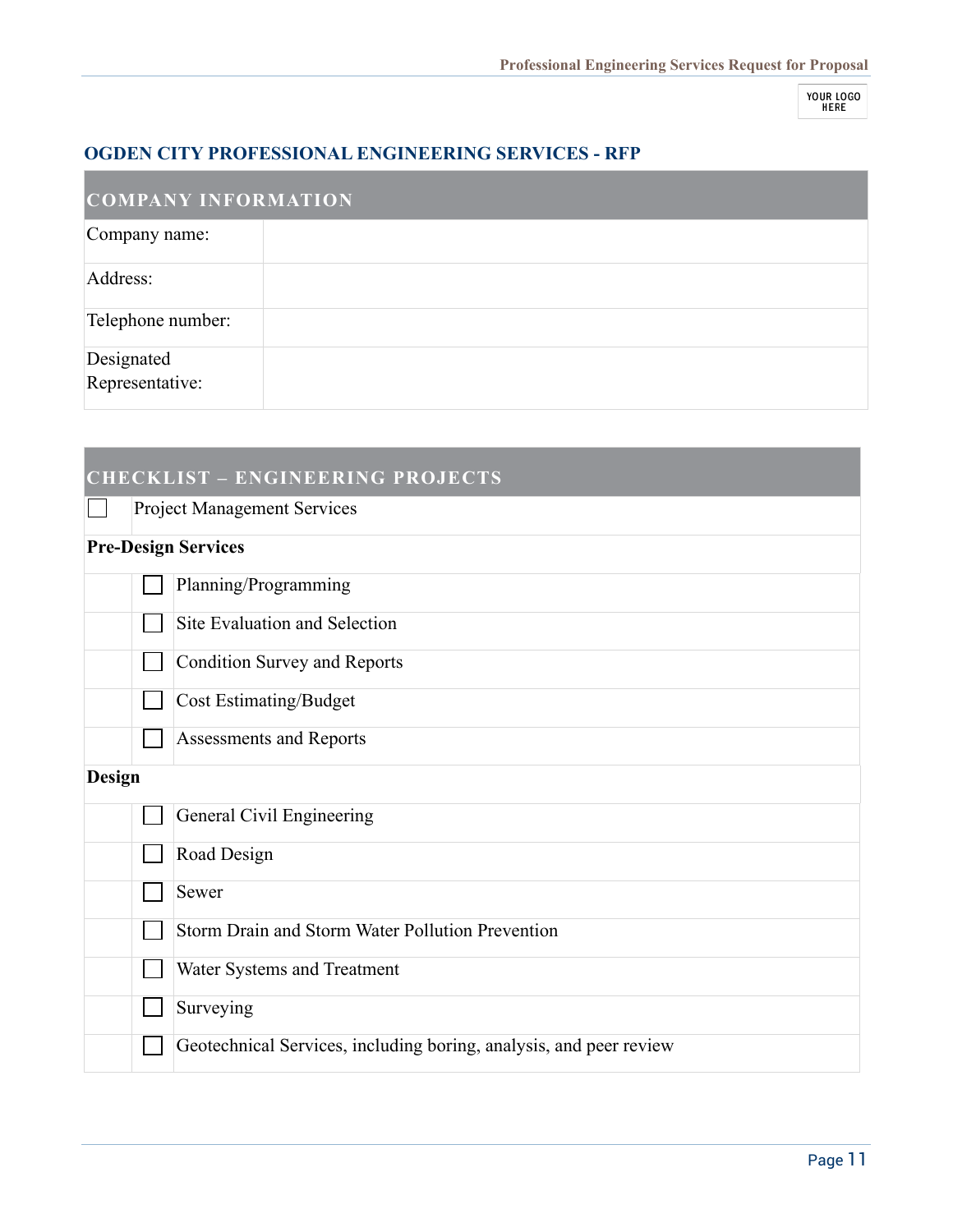## OGDEN CITY PROFESSIONAL ENGINEERING SERVICES - RFP

| COMPANY INFORMATION | |
|---|---|
| Company name: | |
| Address: | |
| Telephone number: | |
| Designated Representative: | |

| CHECKLIST – ENGINEERING PROJECTS | | |
|---|---|---|
| ☐ | Project Management Services | |
| **Pre-Design Services** | | |
| | ☐ | Planning/Programming |
| | ☐ | Site Evaluation and Selection |
| | ☐ | Condition Survey and Reports |
| | ☐ | Cost Estimating/Budget |
| | ☐ | Assessments and Reports |
| **Design** | | |
| | ☐ | General Civil Engineering |
| | ☐ | Road Design |
| | ☐ | Sewer |
| | ☐ | Storm Drain and Storm Water Pollution Prevention |
| | ☐ | Water Systems and Treatment |
| | ☐ | Surveying |
| | ☐ | Geotechnical Services, including boring, analysis, and peer review |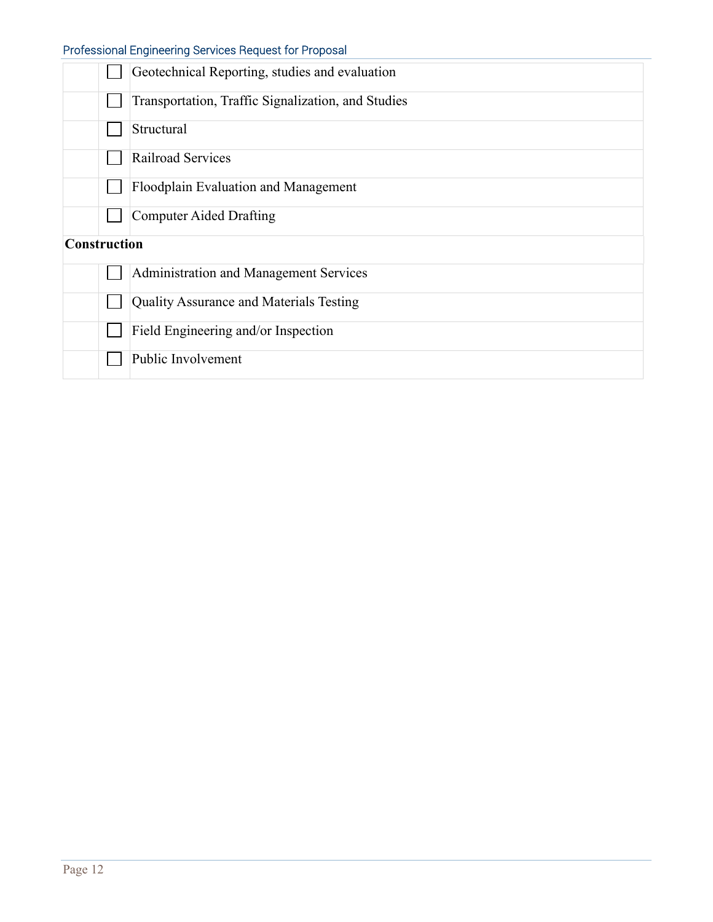| | | |
|---|---|---|
| | ☐ | Geotechnical Reporting, studies and evaluation |
| | ☐ | Transportation, Traffic Signalization, and Studies |
| | ☐ | Structural |
| | ☐ | Railroad Services |
| | ☐ | Floodplain Evaluation and Management |
| | ☐ | Computer Aided Drafting |
| **Construction** | | |
| | ☐ | Administration and Management Services |
| | ☐ | Quality Assurance and Materials Testing |
| | ☐ | Field Engineering and/or Inspection |
| | ☐ | Public Involvement |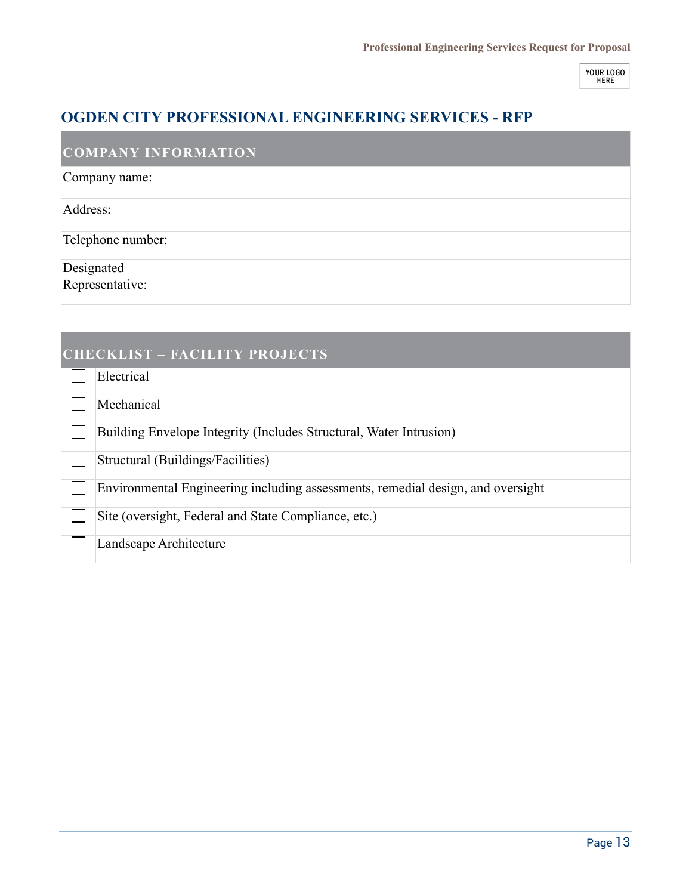# OGDEN CITY PROFESSIONAL ENGINEERING SERVICES - RFP

| COMPANY INFORMATION | |
|---|---|
| Company name: | |
| Address: | |
| Telephone number: | |
| Designated Representative: | |

| CHECKLIST – FACILITY PROJECTS | |
|---|---|
| ☐ | Electrical |
| ☐ | Mechanical |
| ☐ | Building Envelope Integrity (Includes Structural, Water Intrusion) |
| ☐ | Structural (Buildings/Facilities) |
| ☐ | Environmental Engineering including assessments, remedial design, and oversight |
| ☐ | Site (oversight, Federal and State Compliance, etc.) |
| ☐ | Landscape Architecture |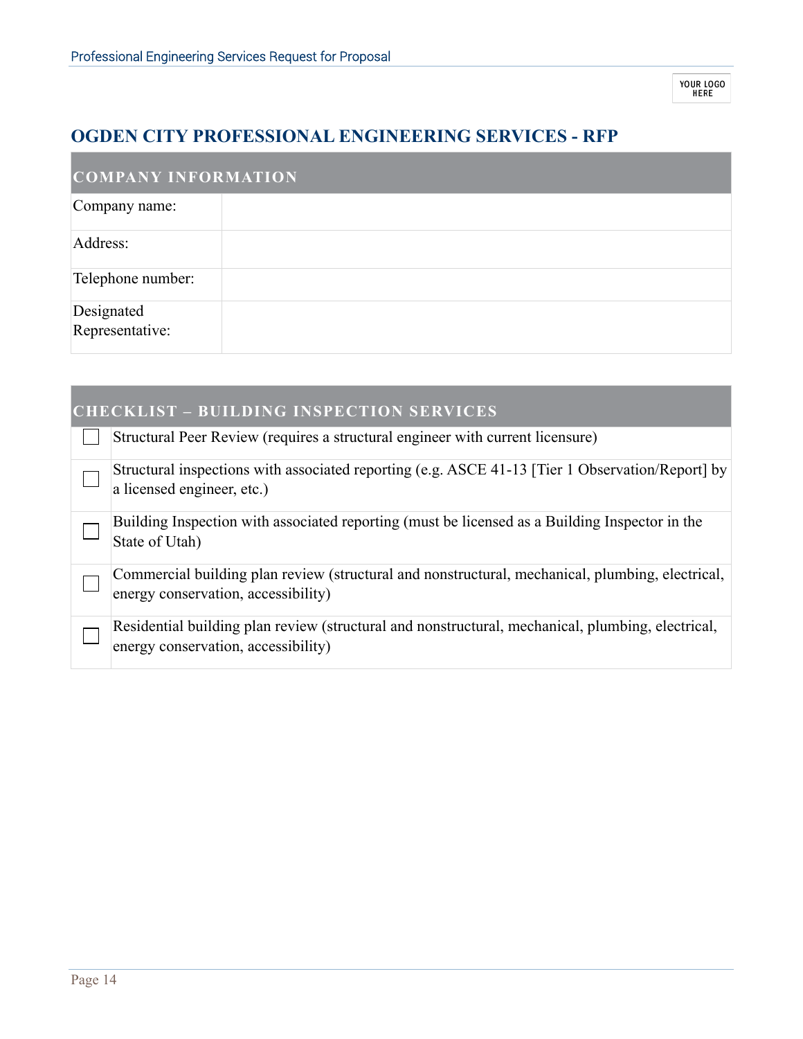# OGDEN CITY PROFESSIONAL ENGINEERING SERVICES - RFP

| COMPANY INFORMATION | |
|---|---|
| Company name: | |
| Address: | |
| Telephone number: | |
| Designated Representative: | |

| CHECKLIST – BUILDING INSPECTION SERVICES | |
|---|---|
| ☐ | Structural Peer Review (requires a structural engineer with current licensure) |
| ☐ | Structural inspections with associated reporting (e.g. ASCE 41-13 [Tier 1 Observation/Report] by a licensed engineer, etc.) |
| ☐ | Building Inspection with associated reporting (must be licensed as a Building Inspector in the State of Utah) |
| ☐ | Commercial building plan review (structural and nonstructural, mechanical, plumbing, electrical, energy conservation, accessibility) |
| ☐ | Residential building plan review (structural and nonstructural, mechanical, plumbing, electrical, energy conservation, accessibility) |